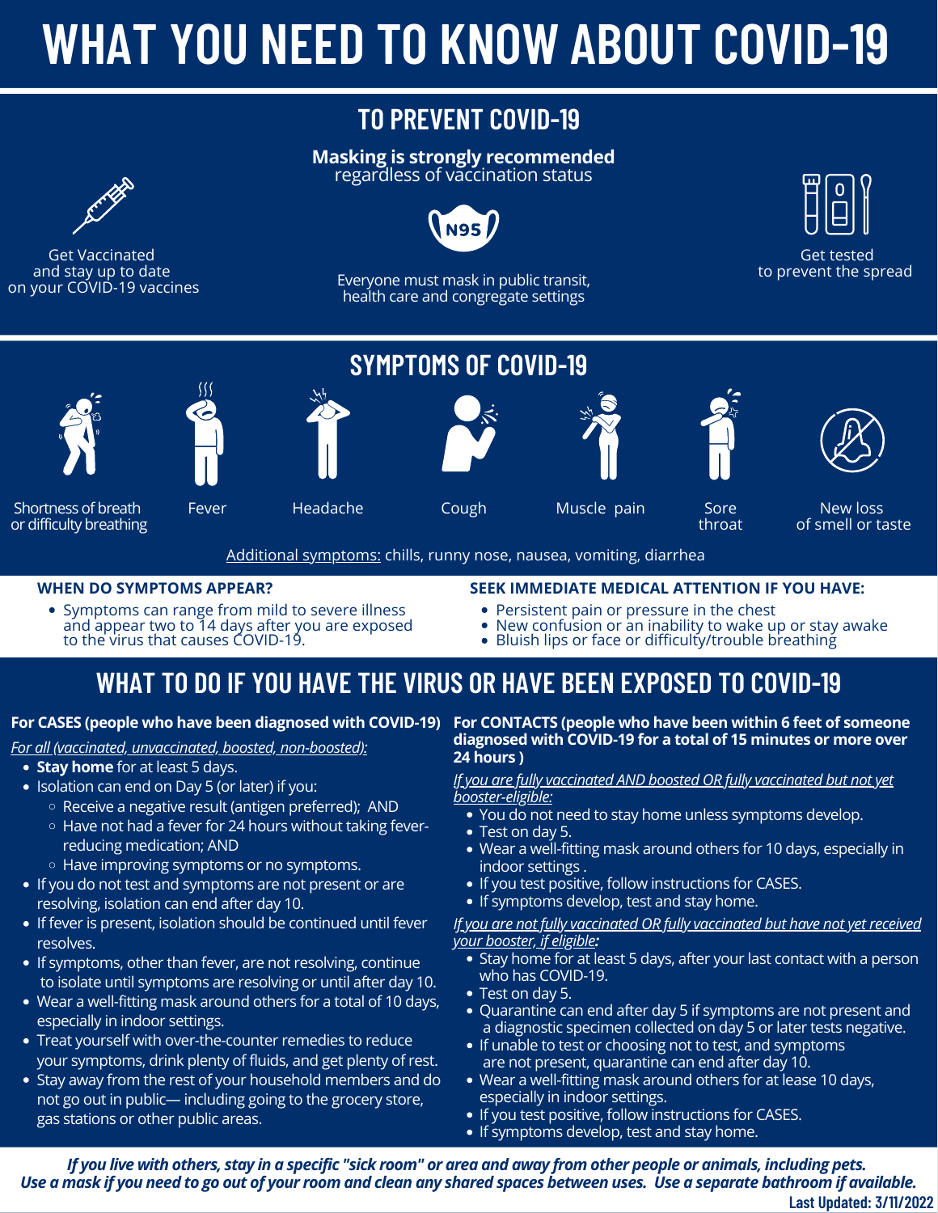# WHAT YOU NEED TO KNOW ABOUT COVID-19

## TO PREVENT COVID-19

Get Vaccinated and stay up to date on your COVID-19 vaccines

**Masking is strongly recommended** regardless of vaccination status

Everyone must mask in public transit, health care and congregate settings

Get tested to prevent the spread

## SYMPTOMS OF COVID-19

- Shortness of breath or difficulty breathing
- Fever
- Headache
- Cough
- Muscle pain
- Sore throat
- New loss of smell or taste

Additional symptoms: chills, runny nose, nausea, vomiting, diarrhea

### WHEN DO SYMPTOMS APPEAR?

- Symptoms can range from mild to severe illness and appear two to 14 days after you are exposed to the virus that causes COVID-19.

### SEEK IMMEDIATE MEDICAL ATTENTION IF YOU HAVE:

- Persistent pain or pressure in the chest
- New confusion or an inability to wake up or stay awake
- Bluish lips or face or difficulty/trouble breathing

## WHAT TO DO IF YOU HAVE THE VIRUS OR HAVE BEEN EXPOSED TO COVID-19

### For CASES (people who have been diagnosed with COVID-19)

*For all (vaccinated, unvaccinated, boosted, non-boosted):*

- **Stay home** for at least 5 days.
- Isolation can end on Day 5 (or later) if you:
  - Receive a negative result (antigen preferred); AND
  - Have not had a fever for 24 hours without taking fever-reducing medication; AND
  - Have improving symptoms or no symptoms.
- If you do not test and symptoms are not present or are resolving, isolation can end after day 10.
- If fever is present, isolation should be continued until fever resolves.
- If symptoms, other than fever, are not resolving, continue to isolate until symptoms are resolving or until after day 10.
- Wear a well-fitting mask around others for a total of 10 days, especially in indoor settings.
- Treat yourself with over-the-counter remedies to reduce your symptoms, drink plenty of fluids, and get plenty of rest.
- Stay away from the rest of your household members and do not go out in public— including going to the grocery store, gas stations or other public areas.

### For CONTACTS (people who have been within 6 feet of someone diagnosed with COVID-19 for a total of 15 minutes or more over 24 hours )

*If you are fully vaccinated AND boosted OR fully vaccinated but not yet booster-eligible:*

- You do not need to stay home unless symptoms develop.
- Test on day 5.
- Wear a well-fitting mask around others for 10 days, especially in indoor settings .
- If you test positive, follow instructions for CASES.
- If symptoms develop, test and stay home.

*If you are not fully vaccinated OR fully vaccinated but have not yet received your booster, if eligible:*

- Stay home for at least 5 days, after your last contact with a person who has COVID-19.
- Test on day 5.
- Quarantine can end after day 5 if symptoms are not present and a diagnostic specimen collected on day 5 or later tests negative.
- If unable to test or choosing not to test, and symptoms are not present, quarantine can end after day 10.
- Wear a well-fitting mask around others for at lease 10 days, especially in indoor settings.
- If you test positive, follow instructions for CASES.
- If symptoms develop, test and stay home.

***If you live with others, stay in a specific "sick room" or area and away from other people or animals, including pets. Use a mask if you need to go out of your room and clean any shared spaces between uses. Use a separate bathroom if available.***

**Last Updated: 3/11/2022**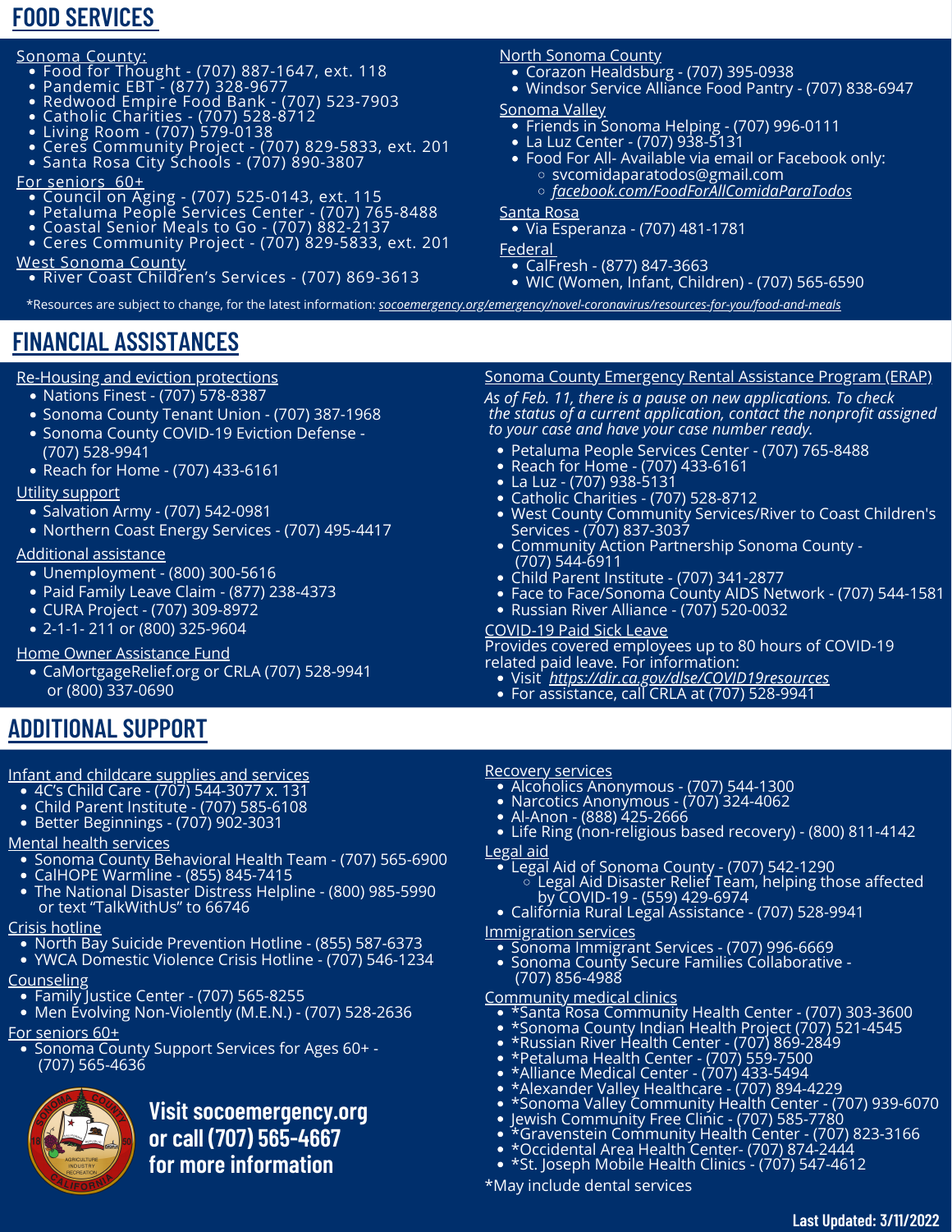# FOOD SERVICES

**Sonoma County:**

- Food for Thought - (707) 887-1647, ext. 118
- Pandemic EBT - (877) 328-9677
- Redwood Empire Food Bank - (707) 523-7903
- Catholic Charities - (707) 528-8712
- Living Room - (707) 579-0138
- Ceres Community Project - (707) 829-5833, ext. 201
- Santa Rosa City Schools - (707) 890-3807

**For seniors 60+**

- Council on Aging - (707) 525-0143, ext. 115
- Petaluma People Services Center - (707) 765-8488
- Coastal Senior Meals to Go - (707) 882-2137
- Ceres Community Project - (707) 829-5833, ext. 201

**West Sonoma County**

- River Coast Children's Services - (707) 869-3613

**North Sonoma County**

- Corazon Healdsburg - (707) 395-0938
- Windsor Service Alliance Food Pantry - (707) 838-6947

**Sonoma Valley**

- Friends in Sonoma Helping - (707) 996-0111
- La Luz Center - (707) 938-5131
- Food For All- Available via email or Facebook only:
  - svcomidaparatodos@gmail.com
  - *facebook.com/FoodForAllComidaParaTodos*

**Santa Rosa**

- Via Esperanza - (707) 481-1781

**Federal**

- CalFresh - (877) 847-3663
- WIC (Women, Infant, Children) - (707) 565-6590

*Resources are subject to change, for the latest information: *socoemergency.org/emergency/novel-coronavirus/resources-for-you/food-and-meals*

# FINANCIAL ASSISTANCES

**Re-Housing and eviction protections**

- Nations Finest - (707) 578-8387
- Sonoma County Tenant Union - (707) 387-1968
- Sonoma County COVID-19 Eviction Defense - (707) 528-9941
- Reach for Home - (707) 433-6161

**Utility support**

- Salvation Army - (707) 542-0981
- Northern Coast Energy Services - (707) 495-4417

**Additional assistance**

- Unemployment - (800) 300-5616
- Paid Family Leave Claim - (877) 238-4373
- CURA Project - (707) 309-8972
- 2-1-1- 211 or (800) 325-9604

**Home Owner Assistance Fund**

- CaMortgageRelief.org or CRLA (707) 528-9941 or (800) 337-0690

**Sonoma County Emergency Rental Assistance Program (ERAP)**

*As of Feb. 11, there is a pause on new applications. To check the status of a current application, contact the nonprofit assigned to your case and have your case number ready.*

- Petaluma People Services Center - (707) 765-8488
- Reach for Home - (707) 433-6161
- La Luz - (707) 938-5131
- Catholic Charities - (707) 528-8712
- West County Community Services/River to Coast Children's Services - (707) 837-3037
- Community Action Partnership Sonoma County - (707) 544-6911
- Child Parent Institute - (707) 341-2877
- Face to Face/Sonoma County AIDS Network - (707) 544-1581
- Russian River Alliance - (707) 520-0032

**COVID-19 Paid Sick Leave**

Provides covered employees up to 80 hours of COVID-19 related paid leave. For information:

- Visit *https://dir.ca.gov/dlse/COVID19resources*
- For assistance, call CRLA at (707) 528-9941

# ADDITIONAL SUPPORT

**Infant and childcare supplies and services**

- 4C's Child Care - (707) 544-3077 x. 131
- Child Parent Institute - (707) 585-6108
- Better Beginnings - (707) 902-3031

**Mental health services**

- Sonoma County Behavioral Health Team - (707) 565-6900
- CalHOPE Warmline - (855) 845-7415
- The National Disaster Distress Helpline - (800) 985-5990 or text "TalkWithUs" to 66746

**Crisis hotline**

- North Bay Suicide Prevention Hotline - (855) 587-6373
- YWCA Domestic Violence Crisis Hotline - (707) 546-1234

**Counseling**

- Family Justice Center - (707) 565-8255
- Men Evolving Non-Violently (M.E.N.) - (707) 528-2636

**For seniors 60+**

- Sonoma County Support Services for Ages 60+ - (707) 565-4636

**Visit socoemergency.org or call (707) 565-4667 for more information**

**Recovery services**

- Alcoholics Anonymous - (707) 544-1300
- Narcotics Anonymous - (707) 324-4062
- Al-Anon - (888) 425-2666
- Life Ring (non-religious based recovery) - (800) 811-4142

**Legal aid**

- Legal Aid of Sonoma County - (707) 542-1290
  - Legal Aid Disaster Relief Team, helping those affected by COVID-19 - (559) 429-6974
- California Rural Legal Assistance - (707) 528-9941

**Immigration services**

- Sonoma Immigrant Services - (707) 996-6669
- Sonoma County Secure Families Collaborative - (707) 856-4988

**Community medical clinics**

- *Santa Rosa Community Health Center - (707) 303-3600
- *Sonoma County Indian Health Project (707) 521-4545
- *Russian River Health Center - (707) 869-2849
- *Petaluma Health Center - (707) 559-7500
- *Alliance Medical Center - (707) 433-5494
- *Alexander Valley Healthcare - (707) 894-4229
- *Sonoma Valley Community Health Center - (707) 939-6070
- Jewish Community Free Clinic - (707) 585-7780
- *Gravenstein Community Health Center - (707) 823-3166
- *Occidental Area Health Center- (707) 874-2444
- *St. Joseph Mobile Health Clinics - (707) 547-4612

*May include dental services

**Last Updated: 3/11/2022**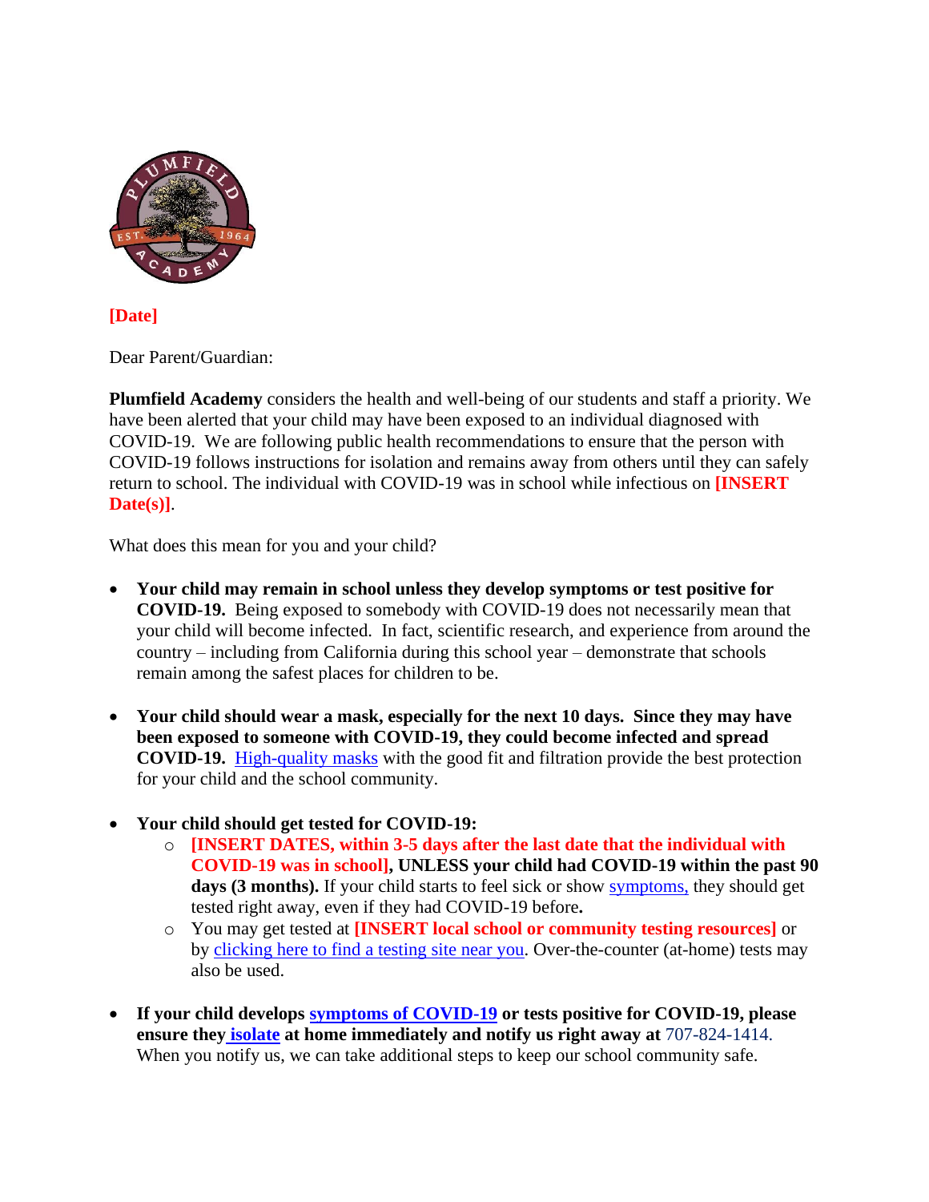**[Date]**

Dear Parent/Guardian:

**Plumfield Academy** considers the health and well-being of our students and staff a priority. We have been alerted that your child may have been exposed to an individual diagnosed with COVID-19. We are following public health recommendations to ensure that the person with COVID-19 follows instructions for isolation and remains away from others until they can safely return to school. The individual with COVID-19 was in school while infectious on **[INSERT Date(s)]**.

What does this mean for you and your child?

- **Your child may remain in school unless they develop symptoms or test positive for COVID-19.** Being exposed to somebody with COVID-19 does not necessarily mean that your child will become infected. In fact, scientific research, and experience from around the country – including from California during this school year – demonstrate that schools remain among the safest places for children to be.

- **Your child should wear a mask, especially for the next 10 days. Since they may have been exposed to someone with COVID-19, they could become infected and spread COVID-19.** High-quality masks with the good fit and filtration provide the best protection for your child and the school community.

- **Your child should get tested for COVID-19:**
  - **[INSERT DATES, within 3-5 days after the last date that the individual with COVID-19 was in school], UNLESS your child had COVID-19 within the past 90 days (3 months).** If your child starts to feel sick or show symptoms, they should get tested right away, even if they had COVID-19 before**.**
  - You may get tested at **[INSERT local school or community testing resources]** or by clicking here to find a testing site near you. Over-the-counter (at-home) tests may also be used.

- **If your child develops symptoms of COVID-19 or tests positive for COVID-19, please ensure they isolate at home immediately and notify us right away at** 707-824-1414. When you notify us, we can take additional steps to keep our school community safe.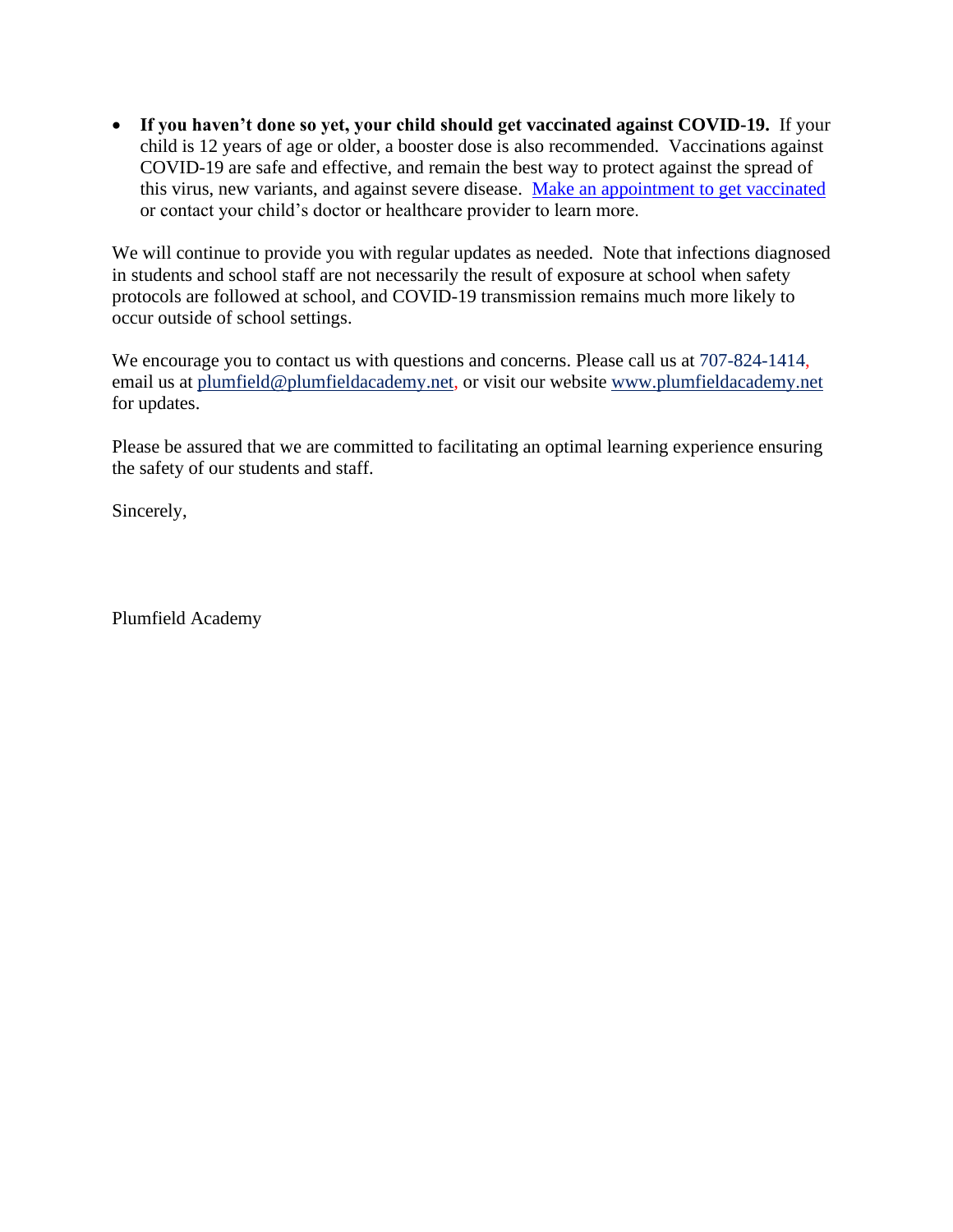- **If you haven't done so yet, your child should get vaccinated against COVID-19.** If your child is 12 years of age or older, a booster dose is also recommended. Vaccinations against COVID-19 are safe and effective, and remain the best way to protect against the spread of this virus, new variants, and against severe disease. Make an appointment to get vaccinated or contact your child's doctor or healthcare provider to learn more.

We will continue to provide you with regular updates as needed. Note that infections diagnosed in students and school staff are not necessarily the result of exposure at school when safety protocols are followed at school, and COVID-19 transmission remains much more likely to occur outside of school settings.

We encourage you to contact us with questions and concerns. Please call us at 707-824-1414, email us at plumfield@plumfieldacademy.net, or visit our website www.plumfieldacademy.net for updates.

Please be assured that we are committed to facilitating an optimal learning experience ensuring the safety of our students and staff.

Sincerely,

Plumfield Academy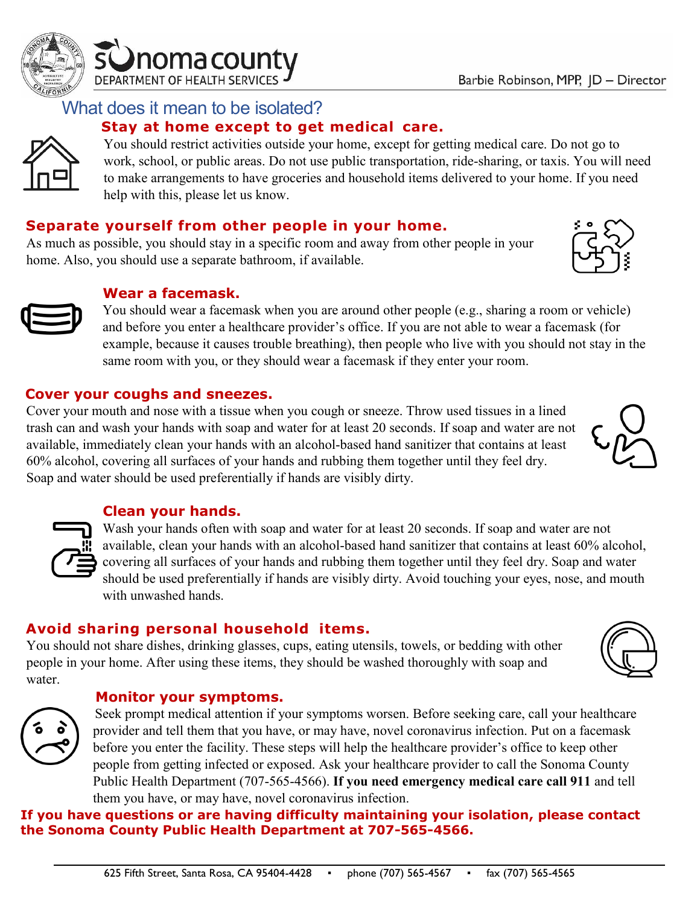Sonoma County Department of Health Services

Barbie Robinson, MPP, JD – Director

# What does it mean to be isolated?

## Stay at home except to get medical care.

You should restrict activities outside your home, except for getting medical care. Do not go to work, school, or public areas. Do not use public transportation, ride-sharing, or taxis. You will need to make arrangements to have groceries and household items delivered to your home. If you need help with this, please let us know.

## Separate yourself from other people in your home.

As much as possible, you should stay in a specific room and away from other people in your home. Also, you should use a separate bathroom, if available.

## Wear a facemask.

You should wear a facemask when you are around other people (e.g., sharing a room or vehicle) and before you enter a healthcare provider's office. If you are not able to wear a facemask (for example, because it causes trouble breathing), then people who live with you should not stay in the same room with you, or they should wear a facemask if they enter your room.

## Cover your coughs and sneezes.

Cover your mouth and nose with a tissue when you cough or sneeze. Throw used tissues in a lined trash can and wash your hands with soap and water for at least 20 seconds. If soap and water are not available, immediately clean your hands with an alcohol-based hand sanitizer that contains at least 60% alcohol, covering all surfaces of your hands and rubbing them together until they feel dry. Soap and water should be used preferentially if hands are visibly dirty.

## Clean your hands.

Wash your hands often with soap and water for at least 20 seconds. If soap and water are not available, clean your hands with an alcohol-based hand sanitizer that contains at least 60% alcohol, covering all surfaces of your hands and rubbing them together until they feel dry. Soap and water should be used preferentially if hands are visibly dirty. Avoid touching your eyes, nose, and mouth with unwashed hands.

## Avoid sharing personal household items.

You should not share dishes, drinking glasses, cups, eating utensils, towels, or bedding with other people in your home. After using these items, they should be washed thoroughly with soap and water.

## Monitor your symptoms.

Seek prompt medical attention if your symptoms worsen. Before seeking care, call your healthcare provider and tell them that you have, or may have, novel coronavirus infection. Put on a facemask before you enter the facility. These steps will help the healthcare provider's office to keep other people from getting infected or exposed. Ask your healthcare provider to call the Sonoma County Public Health Department (707-565-4566). **If you need emergency medical care call 911** and tell them you have, or may have, novel coronavirus infection.

**If you have questions or are having difficulty maintaining your isolation, please contact the Sonoma County Public Health Department at 707-565-4566.**

625 Fifth Street, Santa Rosa, CA 95404-4428 ▪ phone (707) 565-4567 ▪ fax (707) 565-4565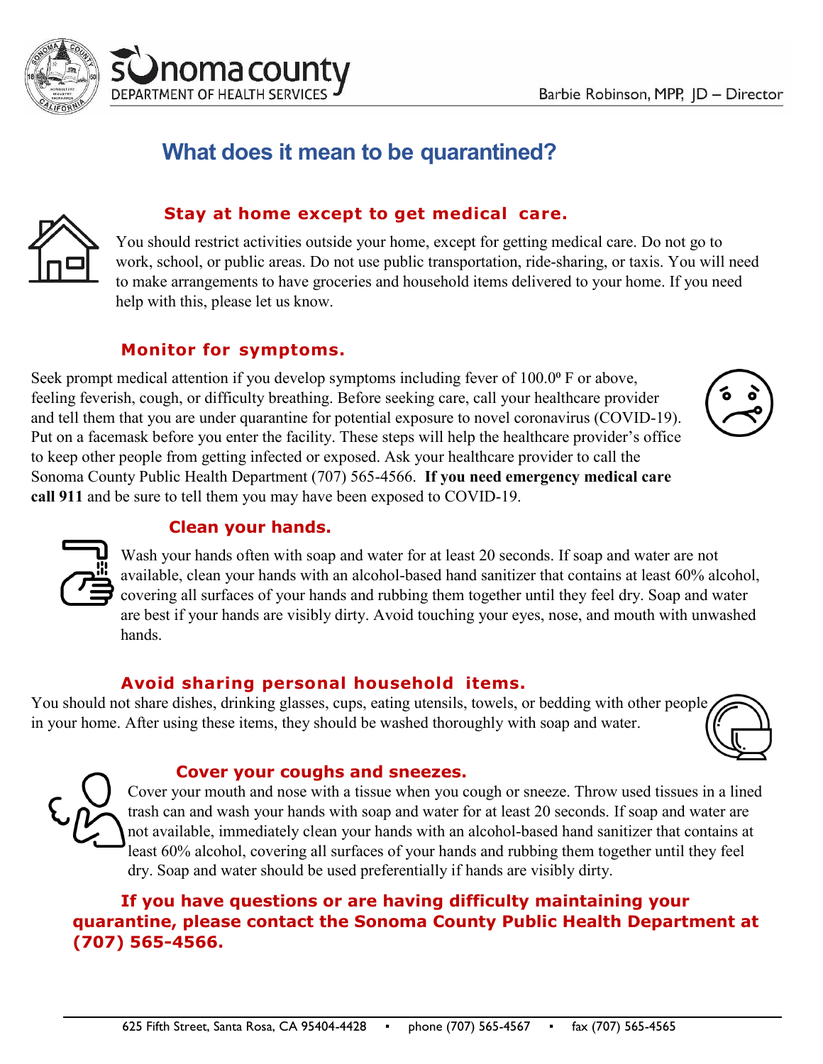Sonoma County Department of Health Services

Barbie Robinson, MPP, JD – Director

# What does it mean to be quarantined?

## Stay at home except to get medical care.

You should restrict activities outside your home, except for getting medical care. Do not go to work, school, or public areas. Do not use public transportation, ride-sharing, or taxis. You will need to make arrangements to have groceries and household items delivered to your home. If you need help with this, please let us know.

## Monitor for symptoms.

Seek prompt medical attention if you develop symptoms including fever of 100.0º F or above, feeling feverish, cough, or difficulty breathing. Before seeking care, call your healthcare provider and tell them that you are under quarantine for potential exposure to novel coronavirus (COVID-19). Put on a facemask before you enter the facility. These steps will help the healthcare provider's office to keep other people from getting infected or exposed. Ask your healthcare provider to call the Sonoma County Public Health Department (707) 565-4566. **If you need emergency medical care call 911** and be sure to tell them you may have been exposed to COVID-19.

## Clean your hands.

Wash your hands often with soap and water for at least 20 seconds. If soap and water are not available, clean your hands with an alcohol-based hand sanitizer that contains at least 60% alcohol, covering all surfaces of your hands and rubbing them together until they feel dry. Soap and water are best if your hands are visibly dirty. Avoid touching your eyes, nose, and mouth with unwashed hands.

## Avoid sharing personal household items.

You should not share dishes, drinking glasses, cups, eating utensils, towels, or bedding with other people in your home. After using these items, they should be washed thoroughly with soap and water.

## Cover your coughs and sneezes.

Cover your mouth and nose with a tissue when you cough or sneeze. Throw used tissues in a lined trash can and wash your hands with soap and water for at least 20 seconds. If soap and water are not available, immediately clean your hands with an alcohol-based hand sanitizer that contains at least 60% alcohol, covering all surfaces of your hands and rubbing them together until they feel dry. Soap and water should be used preferentially if hands are visibly dirty.

**If you have questions or are having difficulty maintaining your quarantine, please contact the Sonoma County Public Health Department at (707) 565-4566.**

625 Fifth Street, Santa Rosa, CA 95404-4428 ▪ phone (707) 565-4567 ▪ fax (707) 565-4565